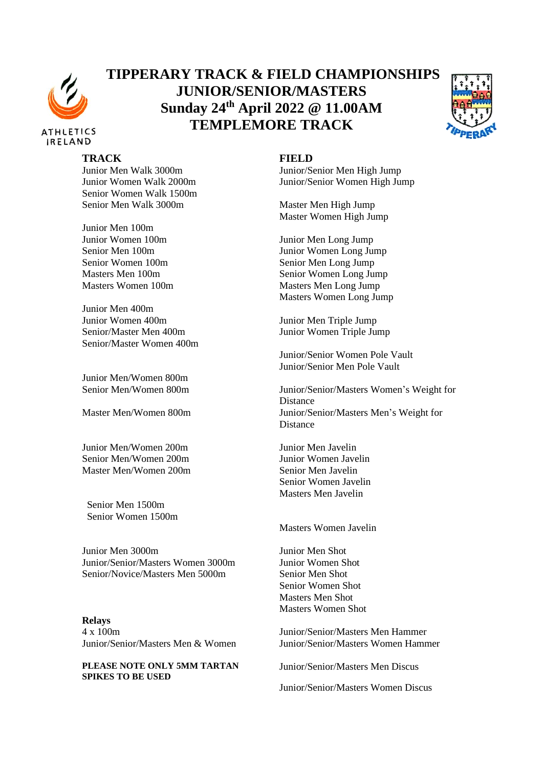# TIPPERARY TRACK & FIELD CHAMPIONSHIPS
# JUNIOR/SENIOR/MASTERS
# Sunday 24th April 2022 @ 11.00AM
# TEMPLEMORE TRACK

ATHLETICS IRELAND

TIPPERARY

**TRACK**

Junior Men Walk 3000m
Junior Women Walk 2000m
Senior Women Walk 1500m
Senior Men Walk 3000m

Junior Men 100m
Junior Women 100m
Senior Men 100m
Senior Women 100m
Masters Men 100m
Masters Women 100m

Junior Men 400m
Junior Women 400m
Senior/Master Men 400m
Senior/Master Women 400m

Junior Men/Women 800m
Senior Men/Women 800m

Master Men/Women 800m

Junior Men/Women 200m
Senior Men/Women 200m
Master Men/Women 200m

Senior Men 1500m
Senior Women 1500m

Junior Men 3000m
Junior/Senior/Masters Women 3000m
Senior/Novice/Masters Men 5000m

**Relays**
4 x 100m
Junior/Senior/Masters Men & Women

**PLEASE NOTE ONLY 5MM TARTAN SPIKES TO BE USED**

**FIELD**

Junior/Senior Men High Jump
Junior/Senior Women High Jump

Master Men High Jump
Master Women High Jump

Junior Men Long Jump
Junior Women Long Jump
Senior Men Long Jump
Senior Women Long Jump
Masters Men Long Jump
Masters Women Long Jump

Junior Men Triple Jump
Junior Women Triple Jump

Junior/Senior Women Pole Vault
Junior/Senior Men Pole Vault

Junior/Senior/Masters Women's Weight for Distance
Junior/Senior/Masters Men's Weight for Distance

Junior Men Javelin
Junior Women Javelin
Senior Men Javelin
Senior Women Javelin
Masters Men Javelin

Masters Women Javelin

Junior Men Shot
Junior Women Shot
Senior Men Shot
Senior Women Shot
Masters Men Shot
Masters Women Shot

Junior/Senior/Masters Men Hammer
Junior/Senior/Masters Women Hammer

Junior/Senior/Masters Men Discus

Junior/Senior/Masters Women Discus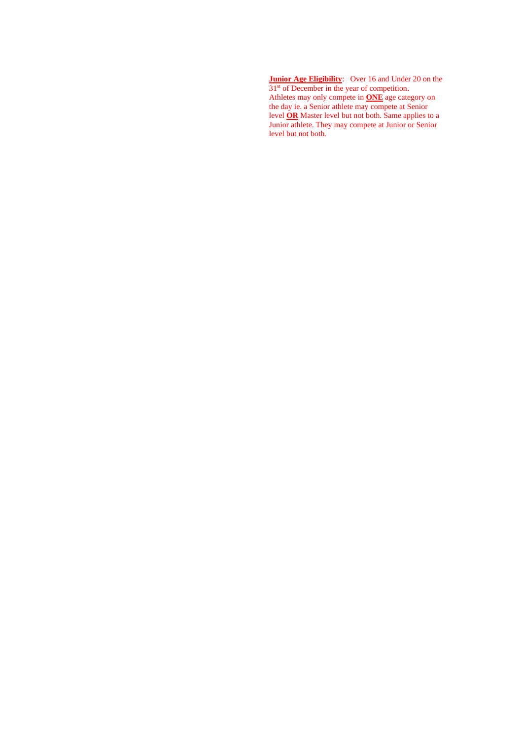**Junior Age Eligibility**: Over 16 and Under 20 on the 31st of December in the year of competition. Athletes may only compete in **ONE** age category on the day ie. a Senior athlete may compete at Senior level **OR** Master level but not both. Same applies to a Junior athlete. They may compete at Junior or Senior level but not both.